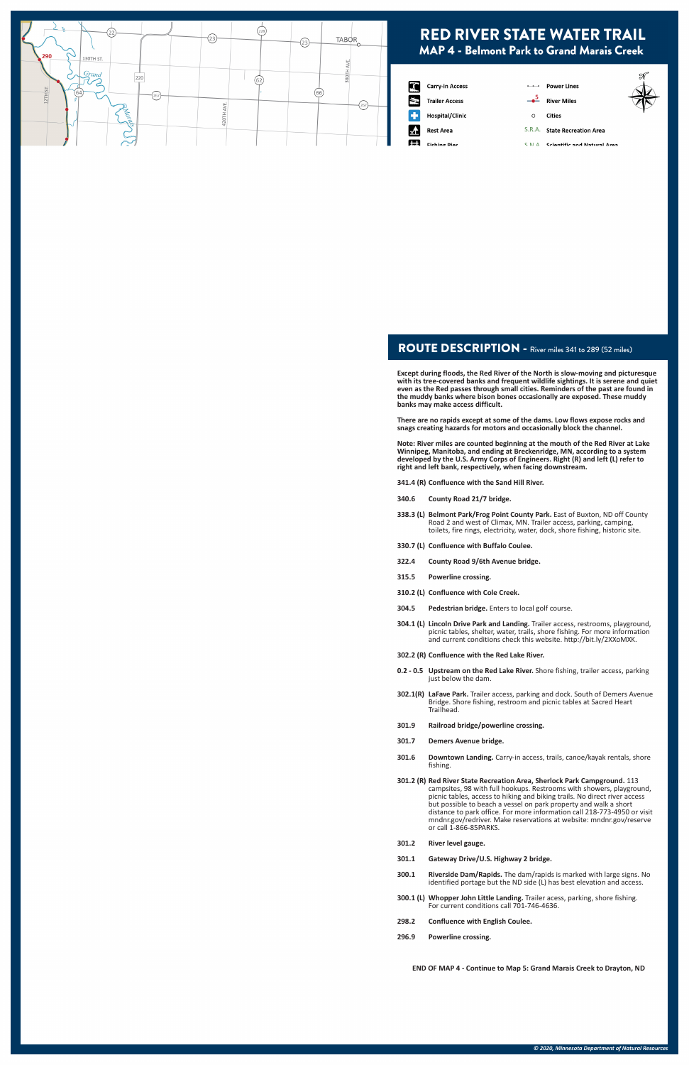# RED RIVER STATE WATER TRAIL

## MAP 4 - Belmont Park to Grand Marais Creek

- Carry-in Access
- Trailer Access
- Hospital/Clinic
- Rest Area
- Fishing Pier
- Power Lines
- River Miles
- Cities
- S.R.A. State Recreation Area
- S.N.A. Scientific and Natural Area

## ROUTE DESCRIPTION - River miles 341 to 289 (52 miles)

**Except during floods, the Red River of the North is slow-moving and picturesque with its tree-covered banks and frequent wildlife sightings. It is serene and quiet even as the Red passes through small cities. Reminders of the past are found in the muddy banks where bison bones occasionally are exposed. These muddy banks may make access difficult.**

**There are no rapids except at some of the dams. Low flows expose rocks and snags creating hazards for motors and occasionally block the channel.**

**Note: River miles are counted beginning at the mouth of the Red River at Lake Winnipeg, Manitoba, and ending at Breckenridge, MN, according to a system developed by the U.S. Army Corps of Engineers. Right (R) and left (L) refer to right and left bank, respectively, when facing downstream.**

**341.4 (R) Confluence with the Sand Hill River.**

**340.6 County Road 21/7 bridge.**

**338.3 (L) Belmont Park/Frog Point County Park.** East of Buxton, ND off County Road 2 and west of Climax, MN. Trailer access, parking, camping, toilets, fire rings, electricity, water, dock, shore fishing, historic site.

**330.7 (L) Confluence with Buffalo Coulee.**

**322.4 County Road 9/6th Avenue bridge.**

**315.5 Powerline crossing.**

**310.2 (L) Confluence with Cole Creek.**

**304.5 Pedestrian bridge.** Enters to local golf course.

**304.1 (L) Lincoln Drive Park and Landing.** Trailer access, restrooms, playground, picnic tables, shelter, water, trails, shore fishing. For more information and current conditions check this website. http://bit.ly/2XXoMXK.

**302.2 (R) Confluence with the Red Lake River.**

**0.2 - 0.5 Upstream on the Red Lake River.** Shore fishing, trailer access, parking just below the dam.

**302.1(R) LaFave Park.** Trailer access, parking and dock. South of Demers Avenue Bridge. Shore fishing, restroom and picnic tables at Sacred Heart Trailhead.

**301.9 Railroad bridge/powerline crossing.**

**301.7 Demers Avenue bridge.**

**301.6 Downtown Landing.** Carry-in access, trails, canoe/kayak rentals, shore fishing.

**301.2 (R) Red River State Recreation Area, Sherlock Park Campground.** 113 campsites, 98 with full hookups. Restrooms with showers, playground, picnic tables, access to hiking and biking trails. No direct river access but possible to beach a vessel on park property and walk a short distance to park office. For more information call 218-773-4950 or visit mndnr.gov/redriver. Make reservations at website: mndnr.gov/reserve or call 1-866-85PARKS.

**301.2 River level gauge.**

**301.1 Gateway Drive/U.S. Highway 2 bridge.**

**300.1 Riverside Dam/Rapids.** The dam/rapids is marked with large signs. No identified portage but the ND side (L) has best elevation and access.

**300.1 (L) Whopper John Little Landing.** Trailer acess, parking, shore fishing. For current conditions call 701-746-4636.

**298.2 Confluence with English Coulee.**

**296.9 Powerline crossing.**

**END OF MAP 4 - Continue to Map 5: Grand Marais Creek to Drayton, ND**

*© 2020, Minnesota Department of Natural Resources*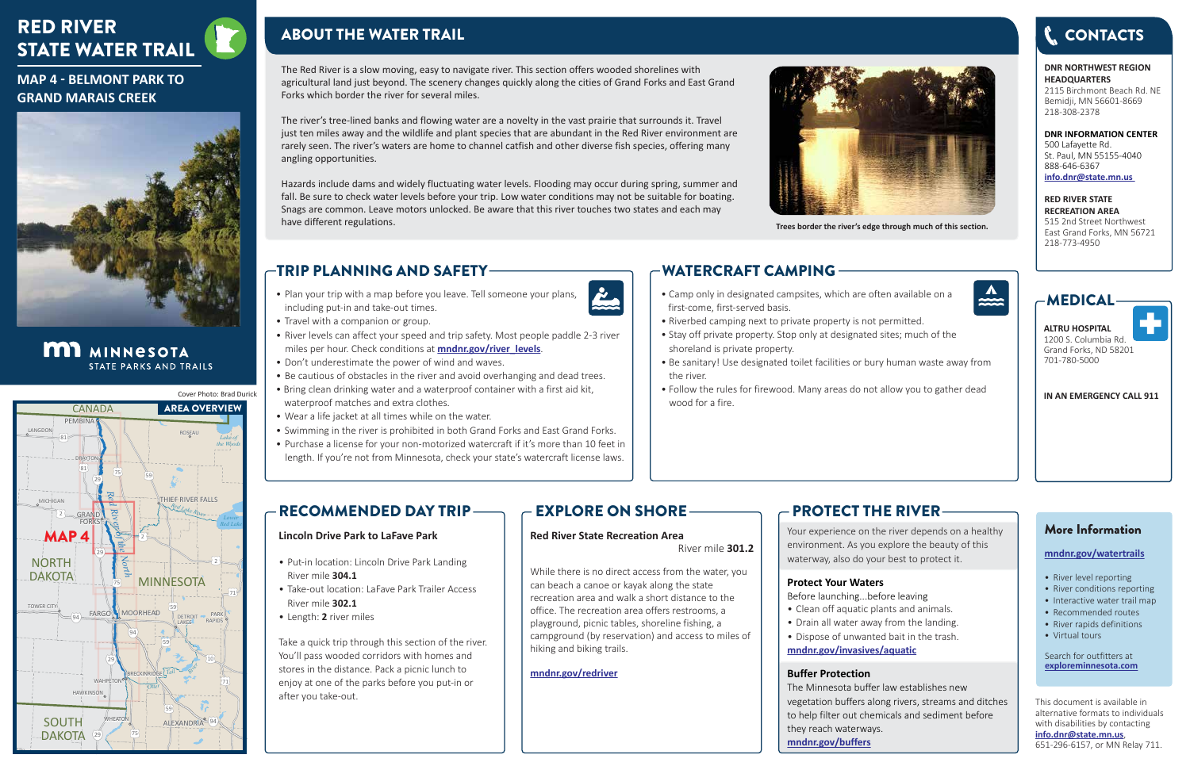# RED RIVER STATE WATER TRAIL

## MAP 4 - BELMONT PARK TO GRAND MARAIS CREEK

MINNESOTA STATE PARKS AND TRAILS

Cover Photo: Brad Durick

AREA OVERVIEW

CANADA
PEMBINA
LANGDON
ROSEAU
Lake of the Woods
DRAYTON
MICHIGAN
THIEF RIVER FALLS
Red Lake River
Lower Red Lake
GRAND FORKS
MAP 4
Red River of the North
NORTH DAKOTA
MINNESOTA
TOWER CITY
FARGO
MOORHEAD
DETROIT LAKES
PARK RAPIDS
BRECKINRIDGE
WAHPETON
HAWKINSON
Otter Tail
WHEATON
ALEXANDRIA
SOUTH DAKOTA
81
29
75
59
2
71
94
10
2

## ABOUT THE WATER TRAIL

The Red River is a slow moving, easy to navigate river. This section offers wooded shorelines with agricultural land just beyond. The scenery changes quickly along the cities of Grand Forks and East Grand Forks which border the river for several miles.

The river's tree-lined banks and flowing water are a novelty in the vast prairie that surrounds it. Travel just ten miles away and the wildlife and plant species that are abundant in the Red River environment are rarely seen. The river's waters are home to channel catfish and other diverse fish species, offering many angling opportunities.

Hazards include dams and widely fluctuating water levels. Flooding may occur during spring, summer and fall. Be sure to check water levels before your trip. Low water conditions may not be suitable for boating. Snags are common. Leave motors unlocked. Be aware that this river touches two states and each may have different regulations.

Trees border the river's edge through much of this section.

## TRIP PLANNING AND SAFETY

- Plan your trip with a map before you leave. Tell someone your plans, including put-in and take-out times.
- Travel with a companion or group.
- River levels can affect your speed and trip safety. Most people paddle 2-3 river miles per hour. Check conditions at mndnr.gov/river_levels.
- Don't underestimate the power of wind and waves.
- Be cautious of obstacles in the river and avoid overhanging and dead trees.
- Bring clean drinking water and a waterproof container with a first aid kit, waterproof matches and extra clothes.
- Wear a life jacket at all times while on the water.
- Swimming in the river is prohibited in both Grand Forks and East Grand Forks.
- Purchase a license for your non-motorized watercraft if it's more than 10 feet in length. If you're not from Minnesota, check your state's watercraft license laws.

## WATERCRAFT CAMPING

- Camp only in designated campsites, which are often available on a first-come, first-served basis.
- Riverbed camping next to private property is not permitted.
- Stay off private property. Stop only at designated sites; much of the shoreland is private property.
- Be sanitary! Use designated toilet facilities or bury human waste away from the river.
- Follow the rules for firewood. Many areas do not allow you to gather dead wood for a fire.

## CONTACTS

**DNR NORTHWEST REGION HEADQUARTERS**
2115 Birchmont Beach Rd. NE
Bemidji, MN 56601-8669
218-308-2378

**DNR INFORMATION CENTER**
500 Lafayette Rd.
St. Paul, MN 55155-4040
888-646-6367
info.dnr@state.mn.us

**RED RIVER STATE RECREATION AREA**
515 2nd Street Northwest
East Grand Forks, MN 56721
218-773-4950

## MEDICAL

**ALTRU HOSPITAL**
1200 S. Columbia Rd.
Grand Forks, ND 58201
701-780-5000

**IN AN EMERGENCY CALL 911**

## RECOMMENDED DAY TRIP

### Lincoln Drive Park to LaFave Park

- Put-in location: Lincoln Drive Park Landing River mile **304.1**
- Take-out location: LaFave Park Trailer Access River mile **302.1**
- Length: **2** river miles

Take a quick trip through this section of the river. You'll pass wooded corridors with homes and stores in the distance. Pack a picnic lunch to enjoy at one of the parks before you put-in or after you take-out.

## EXPLORE ON SHORE

### Red River State Recreation Area

River mile **301.2**

While there is no direct access from the water, you can beach a canoe or kayak along the state recreation area and walk a short distance to the office. The recreation area offers restrooms, a playground, picnic tables, shoreline fishing, a campground (by reservation) and access to miles of hiking and biking trails.

mndnr.gov/redriver

## PROTECT THE RIVER

Your experience on the river depends on a healthy environment. As you explore the beauty of this waterway, also do your best to protect it.

### Protect Your Waters

Before launching...before leaving

- Clean off aquatic plants and animals.
- Drain all water away from the landing.
- Dispose of unwanted bait in the trash.

mndnr.gov/invasives/aquatic

### Buffer Protection

The Minnesota buffer law establishes new vegetation buffers along rivers, streams and ditches to help filter out chemicals and sediment before they reach waterways.
mndnr.gov/buffers

## More Information

mndnr.gov/watertrails

- River level reporting
- River conditions reporting
- Interactive water trail map
- Recommended routes
- River rapids definitions
- Virtual tours

Search for outfitters at exploreminnesota.com

This document is available in alternative formats to individuals with disabilities by contacting info.dnr@state.mn.us, 651-296-6157, or MN Relay 711.